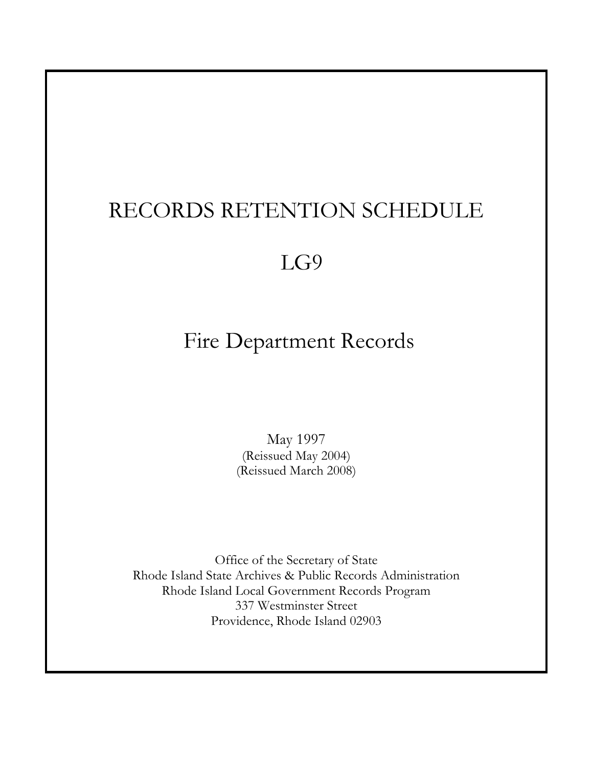# RECORDS RETENTION SCHEDULE

# LG9

# Fire Department Records

May 1997
(Reissued May 2004)
(Reissued March 2008)

Office of the Secretary of State
Rhode Island State Archives & Public Records Administration
Rhode Island Local Government Records Program
337 Westminster Street
Providence, Rhode Island 02903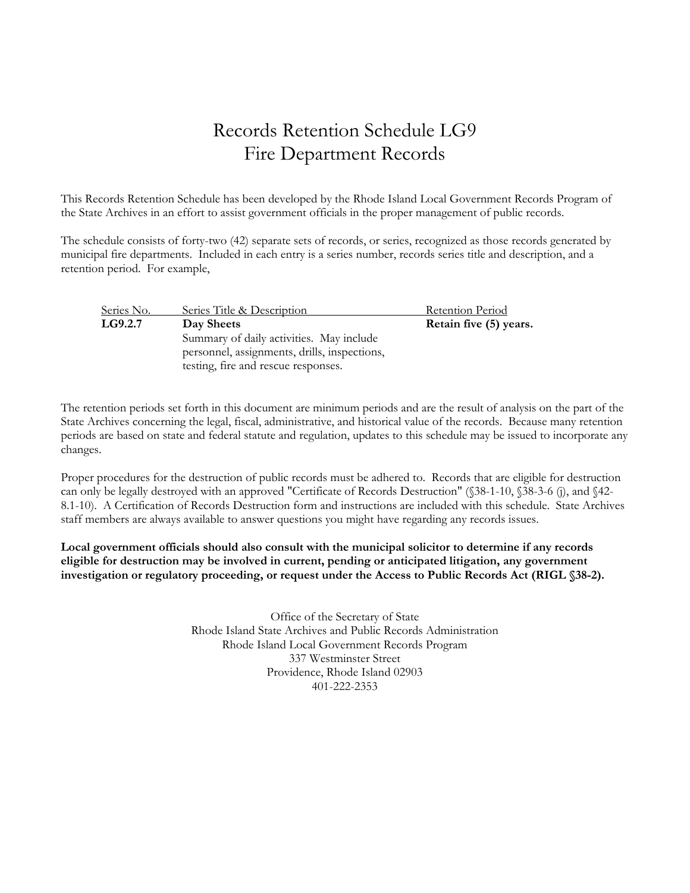# Records Retention Schedule LG9
# Fire Department Records

This Records Retention Schedule has been developed by the Rhode Island Local Government Records Program of the State Archives in an effort to assist government officials in the proper management of public records.

The schedule consists of forty-two (42) separate sets of records, or series, recognized as those records generated by municipal fire departments. Included in each entry is a series number, records series title and description, and a retention period. For example,

| Series No. | Series Title & Description | Retention Period |
|---|---|---|
| **LG9.2.7** | **Day Sheets**<br>Summary of daily activities. May include personnel, assignments, drills, inspections, testing, fire and rescue responses. | **Retain five (5) years.** |

The retention periods set forth in this document are minimum periods and are the result of analysis on the part of the State Archives concerning the legal, fiscal, administrative, and historical value of the records. Because many retention periods are based on state and federal statute and regulation, updates to this schedule may be issued to incorporate any changes.

Proper procedures for the destruction of public records must be adhered to. Records that are eligible for destruction can only be legally destroyed with an approved "Certificate of Records Destruction" (§38-1-10, §38-3-6 (j), and §42-8.1-10). A Certification of Records Destruction form and instructions are included with this schedule. State Archives staff members are always available to answer questions you might have regarding any records issues.

**Local government officials should also consult with the municipal solicitor to determine if any records eligible for destruction may be involved in current, pending or anticipated litigation, any government investigation or regulatory proceeding, or request under the Access to Public Records Act (RIGL §38-2).**

Office of the Secretary of State
Rhode Island State Archives and Public Records Administration
Rhode Island Local Government Records Program
337 Westminster Street
Providence, Rhode Island 02903
401-222-2353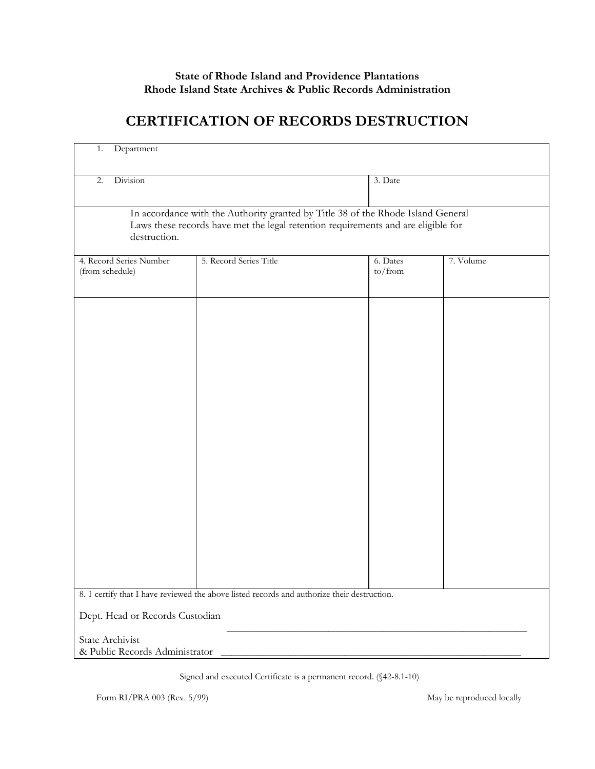**State of Rhode Island and Providence Plantations**
**Rhode Island State Archives & Public Records Administration**

# CERTIFICATION OF RECORDS DESTRUCTION

| 1. Department | | | |
|---|---|---|---|
| 2. Division | | 3. Date | |
| In accordance with the Authority granted by Title 38 of the Rhode Island General Laws these records have met the legal retention requirements and are eligible for destruction. | | | |
| 4. Record Series Number (from schedule) | 5. Record Series Title | 6. Dates to/from | 7. Volume |
| | | | |
| 8. 1 certify that I have reviewed the above listed records and authorize their destruction. | | | |

Dept. Head or Records Custodian ________________________________________________

State Archivist
& Public Records Administrator ________________________________________________

Signed and executed Certificate is a permanent record. (§42-8.1-10)

Form RI/PRA 003 (Rev. 5/99)

May be reproduced locally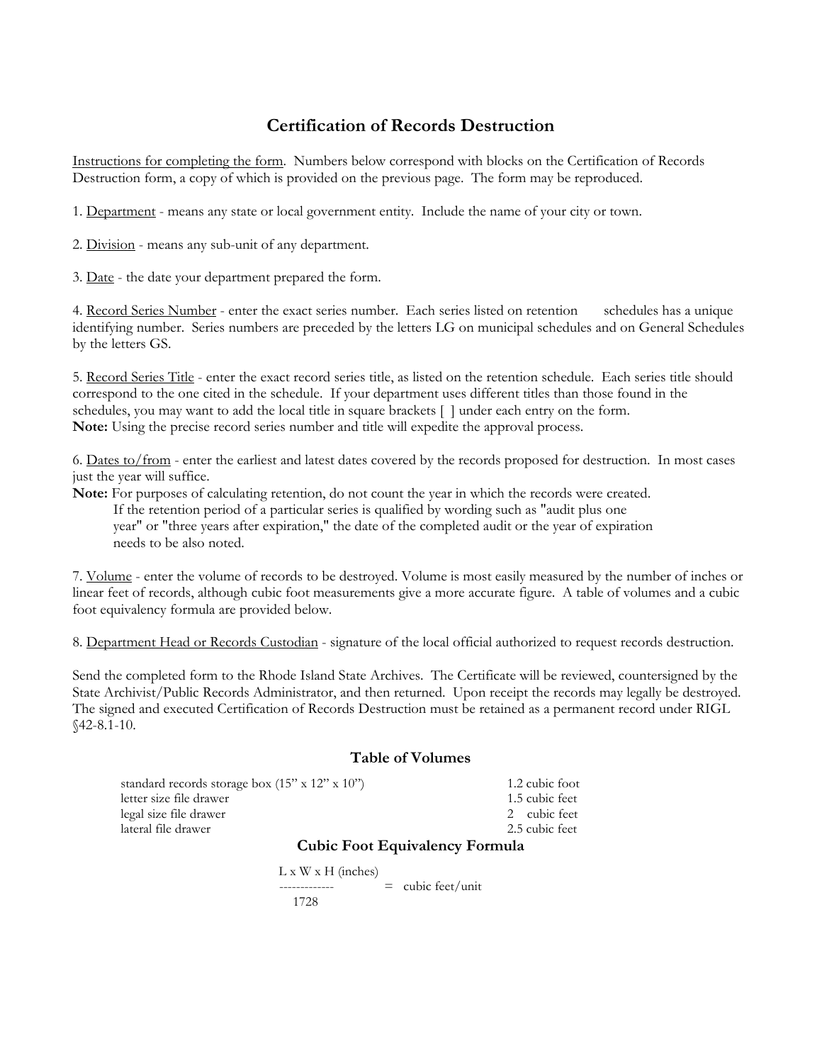# Certification of Records Destruction

Instructions for completing the form. Numbers below correspond with blocks on the Certification of Records Destruction form, a copy of which is provided on the previous page. The form may be reproduced.

1. Department - means any state or local government entity. Include the name of your city or town.

2. Division - means any sub-unit of any department.

3. Date - the date your department prepared the form.

4. Record Series Number - enter the exact series number. Each series listed on retention schedules has a unique identifying number. Series numbers are preceded by the letters LG on municipal schedules and on General Schedules by the letters GS.

5. Record Series Title - enter the exact record series title, as listed on the retention schedule. Each series title should correspond to the one cited in the schedule. If your department uses different titles than those found in the schedules, you may want to add the local title in square brackets [ ] under each entry on the form.
**Note:** Using the precise record series number and title will expedite the approval process.

6. Dates to/from - enter the earliest and latest dates covered by the records proposed for destruction. In most cases just the year will suffice.
**Note:** For purposes of calculating retention, do not count the year in which the records were created. If the retention period of a particular series is qualified by wording such as "audit plus one year" or "three years after expiration," the date of the completed audit or the year of expiration needs to be also noted.

7. Volume - enter the volume of records to be destroyed. Volume is most easily measured by the number of inches or linear feet of records, although cubic foot measurements give a more accurate figure. A table of volumes and a cubic foot equivalency formula are provided below.

8. Department Head or Records Custodian - signature of the local official authorized to request records destruction.

Send the completed form to the Rhode Island State Archives. The Certificate will be reviewed, countersigned by the State Archivist/Public Records Administrator, and then returned. Upon receipt the records may legally be destroyed. The signed and executed Certification of Records Destruction must be retained as a permanent record under RIGL §42-8.1-10.

## Table of Volumes

| | |
|---|---|
| standard records storage box (15" x 12" x 10") | 1.2 cubic foot |
| letter size file drawer | 1.5 cubic feet |
| legal size file drawer | 2 cubic feet |
| lateral file drawer | 2.5 cubic feet |

## Cubic Foot Equivalency Formula

$$\frac{L \times W \times H \text{ (inches)}}{1728} = \text{cubic feet/unit}$$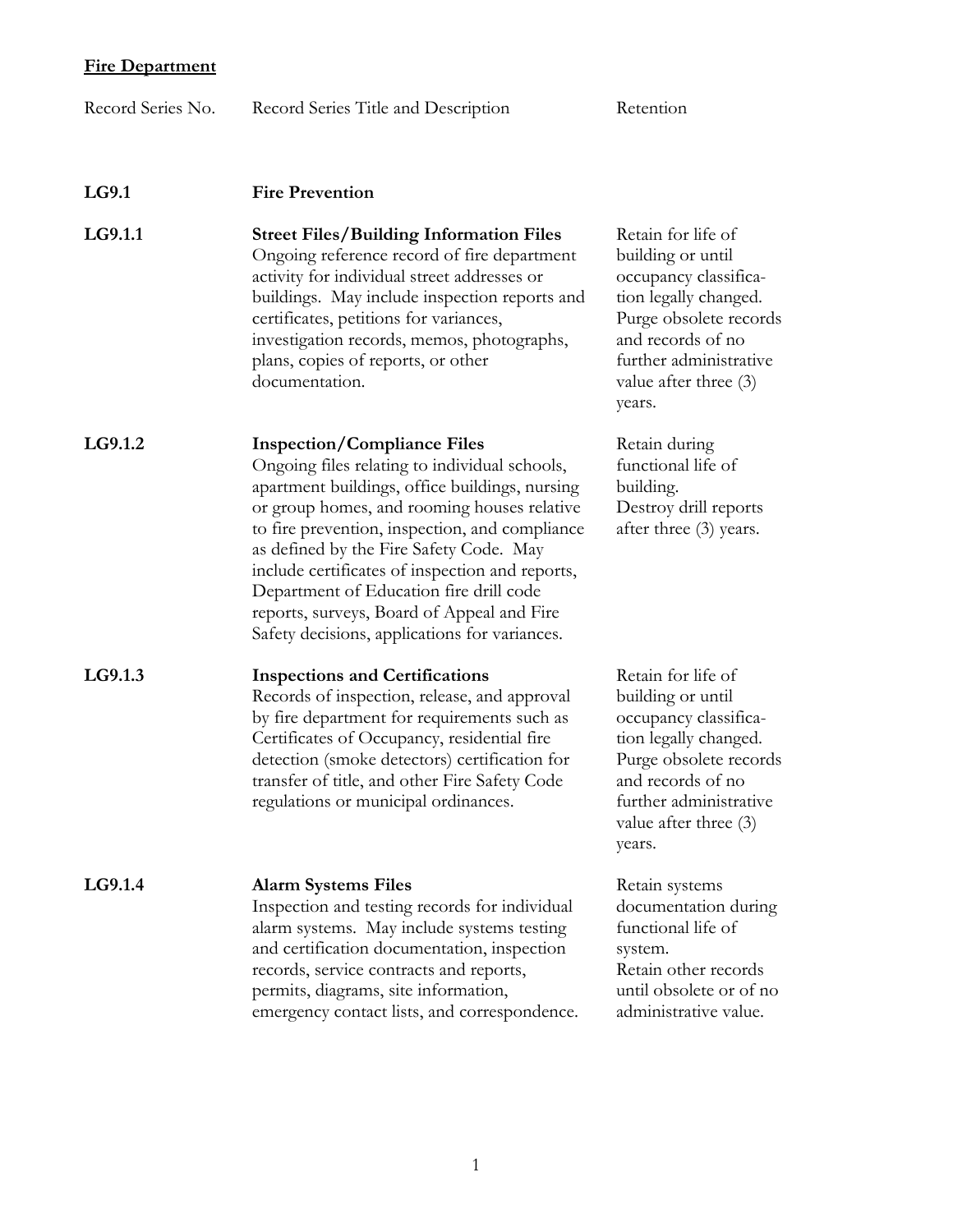**Fire Department**

| Record Series No. | Record Series Title and Description | Retention |
|---|---|---|
| **LG9.1** | **Fire Prevention** | |
| **LG9.1.1** | **Street Files/Building Information Files** Ongoing reference record of fire department activity for individual street addresses or buildings. May include inspection reports and certificates, petitions for variances, investigation records, memos, photographs, plans, copies of reports, or other documentation. | Retain for life of building or until occupancy classification legally changed. Purge obsolete records and records of no further administrative value after three (3) years. |
| **LG9.1.2** | **Inspection/Compliance Files** Ongoing files relating to individual schools, apartment buildings, office buildings, nursing or group homes, and rooming houses relative to fire prevention, inspection, and compliance as defined by the Fire Safety Code. May include certificates of inspection and reports, Department of Education fire drill code reports, surveys, Board of Appeal and Fire Safety decisions, applications for variances. | Retain during functional life of building. Destroy drill reports after three (3) years. |
| **LG9.1.3** | **Inspections and Certifications** Records of inspection, release, and approval by fire department for requirements such as Certificates of Occupancy, residential fire detection (smoke detectors) certification for transfer of title, and other Fire Safety Code regulations or municipal ordinances. | Retain for life of building or until occupancy classification legally changed. Purge obsolete records and records of no further administrative value after three (3) years. |
| **LG9.1.4** | **Alarm Systems Files** Inspection and testing records for individual alarm systems. May include systems testing and certification documentation, inspection records, service contracts and reports, permits, diagrams, site information, emergency contact lists, and correspondence. | Retain systems documentation during functional life of system. Retain other records until obsolete or of no administrative value. |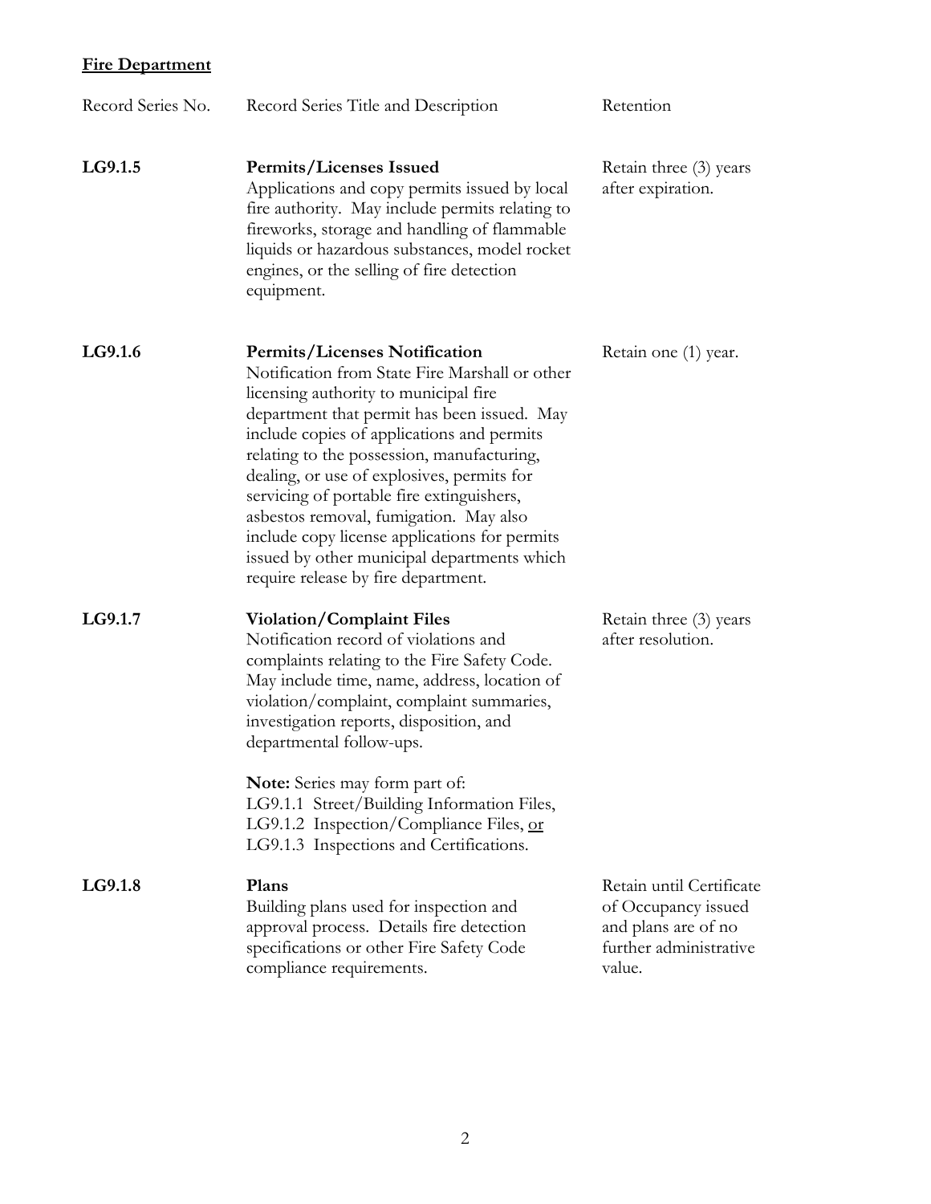**<u>Fire Department</u>**

| Record Series No. | Record Series Title and Description | Retention |
|---|---|---|
| **LG9.1.5** | **Permits/Licenses Issued**<br>Applications and copy permits issued by local fire authority. May include permits relating to fireworks, storage and handling of flammable liquids or hazardous substances, model rocket engines, or the selling of fire detection equipment. | Retain three (3) years after expiration. |
| **LG9.1.6** | **Permits/Licenses Notification**<br>Notification from State Fire Marshall or other licensing authority to municipal fire department that permit has been issued. May include copies of applications and permits relating to the possession, manufacturing, dealing, or use of explosives, permits for servicing of portable fire extinguishers, asbestos removal, fumigation. May also include copy license applications for permits issued by other municipal departments which require release by fire department. | Retain one (1) year. |
| **LG9.1.7** | **Violation/Complaint Files**<br>Notification record of violations and complaints relating to the Fire Safety Code. May include time, name, address, location of violation/complaint, complaint summaries, investigation reports, disposition, and departmental follow-ups.<br><br>**Note:** Series may form part of:<br>LG9.1.1 Street/Building Information Files,<br>LG9.1.2 Inspection/Compliance Files, <u>or</u><br>LG9.1.3 Inspections and Certifications. | Retain three (3) years after resolution. |
| **LG9.1.8** | **Plans**<br>Building plans used for inspection and approval process. Details fire detection specifications or other Fire Safety Code compliance requirements. | Retain until Certificate of Occupancy issued and plans are of no further administrative value. |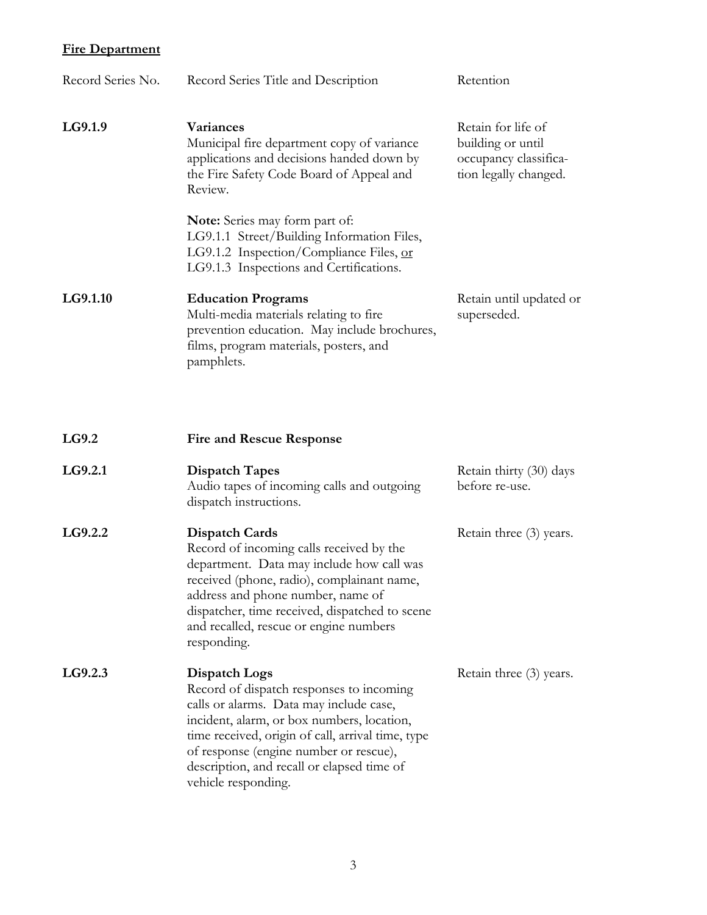**Fire Department**

| Record Series No. | Record Series Title and Description | Retention |
|---|---|---|
| **LG9.1.9** | **Variances**<br>Municipal fire department copy of variance applications and decisions handed down by the Fire Safety Code Board of Appeal and Review.<br><br>**Note:** Series may form part of:<br>LG9.1.1 Street/Building Information Files,<br>LG9.1.2 Inspection/Compliance Files, or<br>LG9.1.3 Inspections and Certifications. | Retain for life of building or until occupancy classification legally changed. |
| **LG9.1.10** | **Education Programs**<br>Multi-media materials relating to fire prevention education. May include brochures, films, program materials, posters, and pamphlets. | Retain until updated or superseded. |
| **LG9.2** | **Fire and Rescue Response** | |
| **LG9.2.1** | **Dispatch Tapes**<br>Audio tapes of incoming calls and outgoing dispatch instructions. | Retain thirty (30) days before re-use. |
| **LG9.2.2** | **Dispatch Cards**<br>Record of incoming calls received by the department. Data may include how call was received (phone, radio), complainant name, address and phone number, name of dispatcher, time received, dispatched to scene and recalled, rescue or engine numbers responding. | Retain three (3) years. |
| **LG9.2.3** | **Dispatch Logs**<br>Record of dispatch responses to incoming calls or alarms. Data may include case, incident, alarm, or box numbers, location, time received, origin of call, arrival time, type of response (engine number or rescue), description, and recall or elapsed time of vehicle responding. | Retain three (3) years. |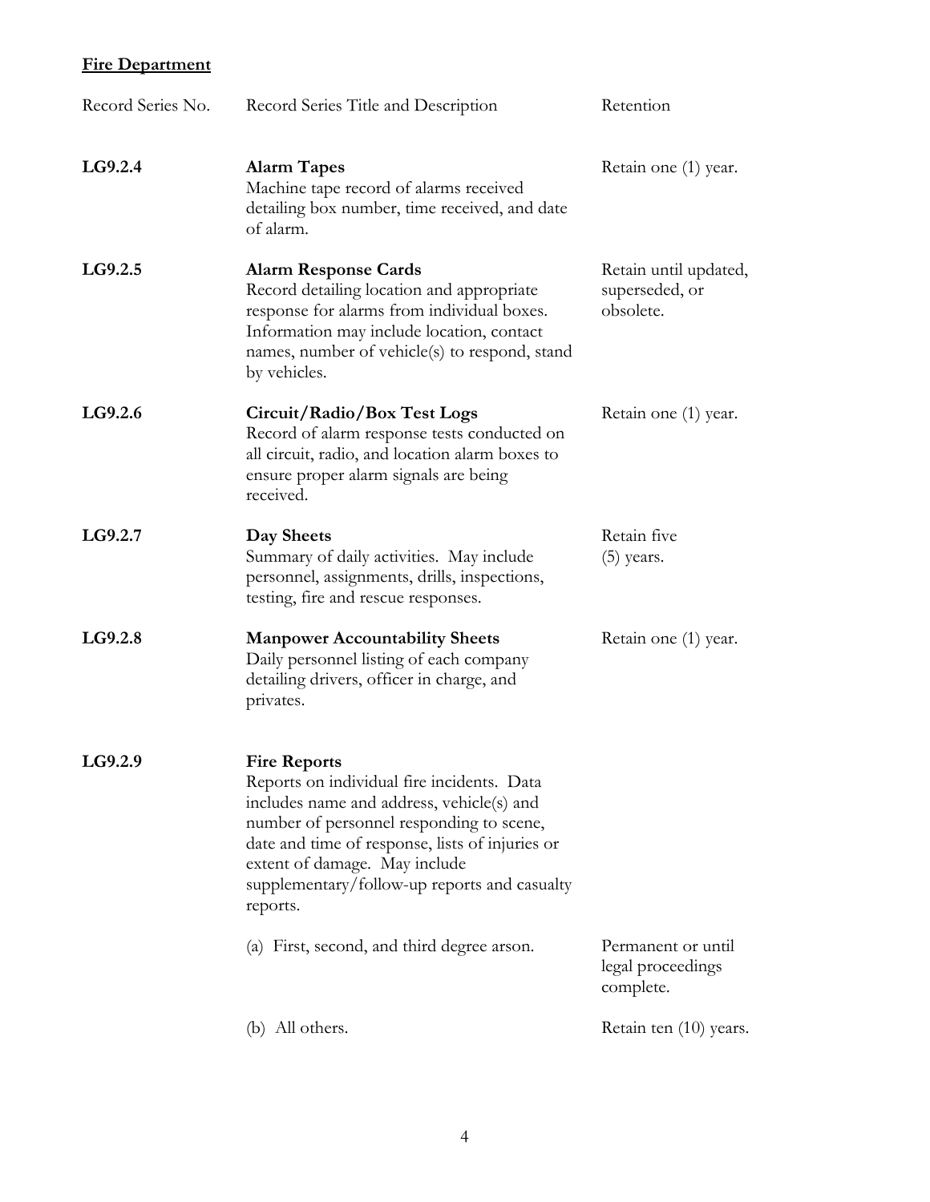**Fire Department**

| Record Series No. | Record Series Title and Description | Retention |
|---|---|---|
| **LG9.2.4** | **Alarm Tapes**<br>Machine tape record of alarms received detailing box number, time received, and date of alarm. | Retain one (1) year. |
| **LG9.2.5** | **Alarm Response Cards**<br>Record detailing location and appropriate response for alarms from individual boxes. Information may include location, contact names, number of vehicle(s) to respond, stand by vehicles. | Retain until updated, superseded, or obsolete. |
| **LG9.2.6** | **Circuit/Radio/Box Test Logs**<br>Record of alarm response tests conducted on all circuit, radio, and location alarm boxes to ensure proper alarm signals are being received. | Retain one (1) year. |
| **LG9.2.7** | **Day Sheets**<br>Summary of daily activities. May include personnel, assignments, drills, inspections, testing, fire and rescue responses. | Retain five (5) years. |
| **LG9.2.8** | **Manpower Accountability Sheets**<br>Daily personnel listing of each company detailing drivers, officer in charge, and privates. | Retain one (1) year. |
| **LG9.2.9** | **Fire Reports**<br>Reports on individual fire incidents. Data includes name and address, vehicle(s) and number of personnel responding to scene, date and time of response, lists of injuries or extent of damage. May include supplementary/follow-up reports and casualty reports. | |
| | (a) First, second, and third degree arson. | Permanent or until legal proceedings complete. |
| | (b) All others. | Retain ten (10) years. |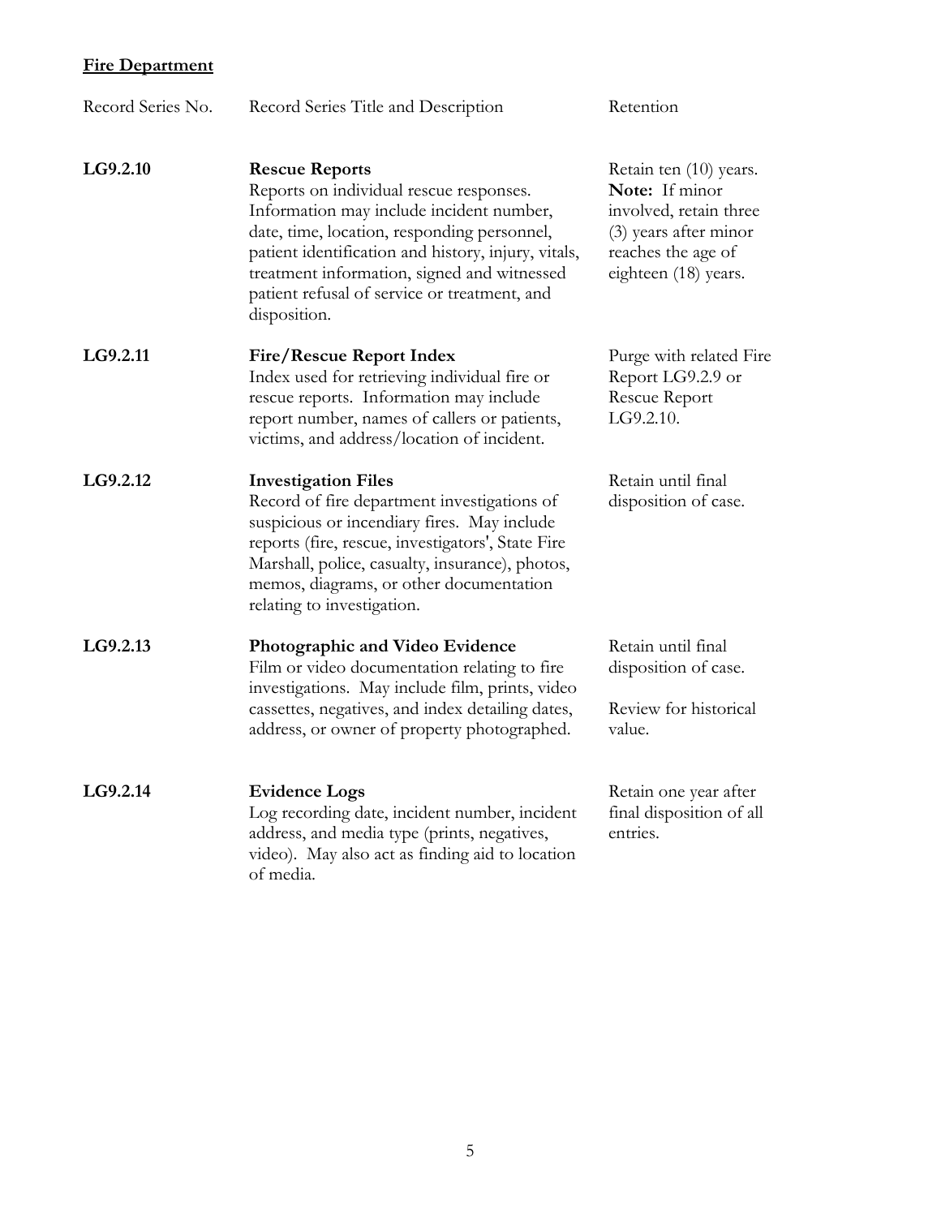**Fire Department**

| Record Series No. | Record Series Title and Description | Retention |
|---|---|---|
| **LG9.2.10** | **Rescue Reports**<br>Reports on individual rescue responses. Information may include incident number, date, time, location, responding personnel, patient identification and history, injury, vitals, treatment information, signed and witnessed patient refusal of service or treatment, and disposition. | Retain ten (10) years. **Note:** If minor involved, retain three (3) years after minor reaches the age of eighteen (18) years. |
| **LG9.2.11** | **Fire/Rescue Report Index**<br>Index used for retrieving individual fire or rescue reports. Information may include report number, names of callers or patients, victims, and address/location of incident. | Purge with related Fire Report LG9.2.9 or Rescue Report LG9.2.10. |
| **LG9.2.12** | **Investigation Files**<br>Record of fire department investigations of suspicious or incendiary fires. May include reports (fire, rescue, investigators', State Fire Marshall, police, casualty, insurance), photos, memos, diagrams, or other documentation relating to investigation. | Retain until final disposition of case. |
| **LG9.2.13** | **Photographic and Video Evidence**<br>Film or video documentation relating to fire investigations. May include film, prints, video cassettes, negatives, and index detailing dates, address, or owner of property photographed. | Retain until final disposition of case.<br><br>Review for historical value. |
| **LG9.2.14** | **Evidence Logs**<br>Log recording date, incident number, incident address, and media type (prints, negatives, video). May also act as finding aid to location of media. | Retain one year after final disposition of all entries. |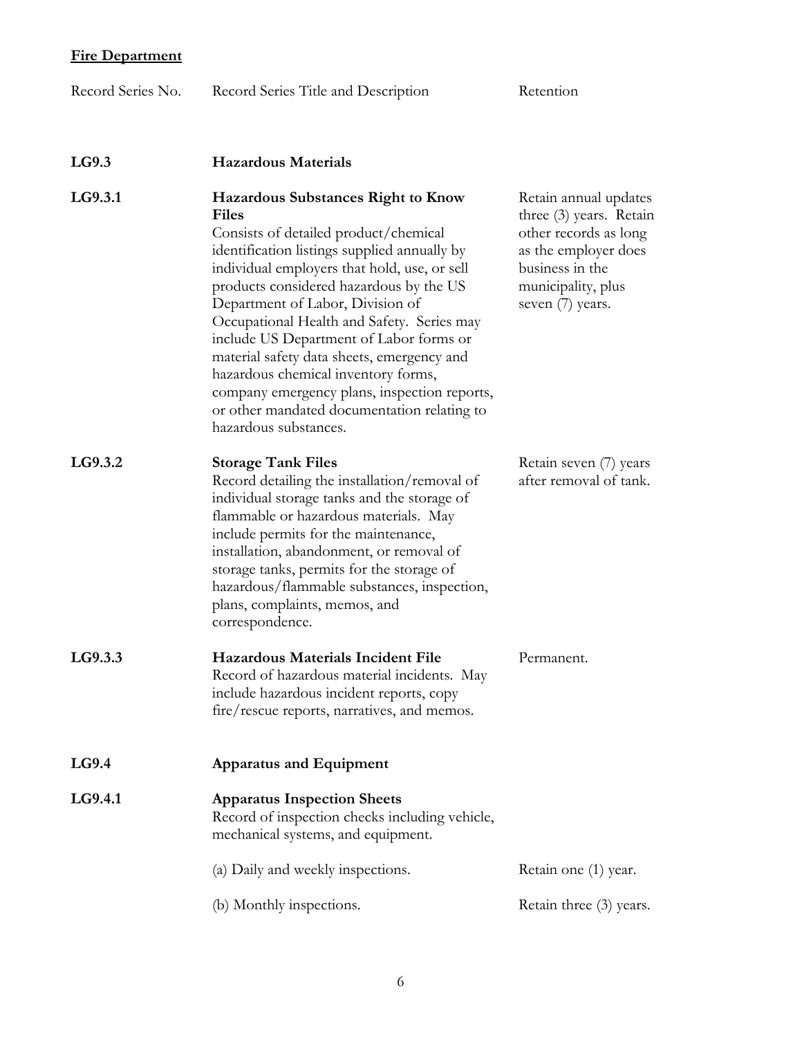**Fire Department**

| Record Series No. | Record Series Title and Description | Retention |
|---|---|---|
| **LG9.3** | **Hazardous Materials** | |
| **LG9.3.1** | **Hazardous Substances Right to Know Files**<br>Consists of detailed product/chemical identification listings supplied annually by individual employers that hold, use, or sell products considered hazardous by the US Department of Labor, Division of Occupational Health and Safety. Series may include US Department of Labor forms or material safety data sheets, emergency and hazardous chemical inventory forms, company emergency plans, inspection reports, or other mandated documentation relating to hazardous substances. | Retain annual updates three (3) years. Retain other records as long as the employer does business in the municipality, plus seven (7) years. |
| **LG9.3.2** | **Storage Tank Files**<br>Record detailing the installation/removal of individual storage tanks and the storage of flammable or hazardous materials. May include permits for the maintenance, installation, abandonment, or removal of storage tanks, permits for the storage of hazardous/flammable substances, inspection, plans, complaints, memos, and correspondence. | Retain seven (7) years after removal of tank. |
| **LG9.3.3** | **Hazardous Materials Incident File**<br>Record of hazardous material incidents. May include hazardous incident reports, copy fire/rescue reports, narratives, and memos. | Permanent. |
| **LG9.4** | **Apparatus and Equipment** | |
| **LG9.4.1** | **Apparatus Inspection Sheets**<br>Record of inspection checks including vehicle, mechanical systems, and equipment. | |
| | (a) Daily and weekly inspections. | Retain one (1) year. |
| | (b) Monthly inspections. | Retain three (3) years. |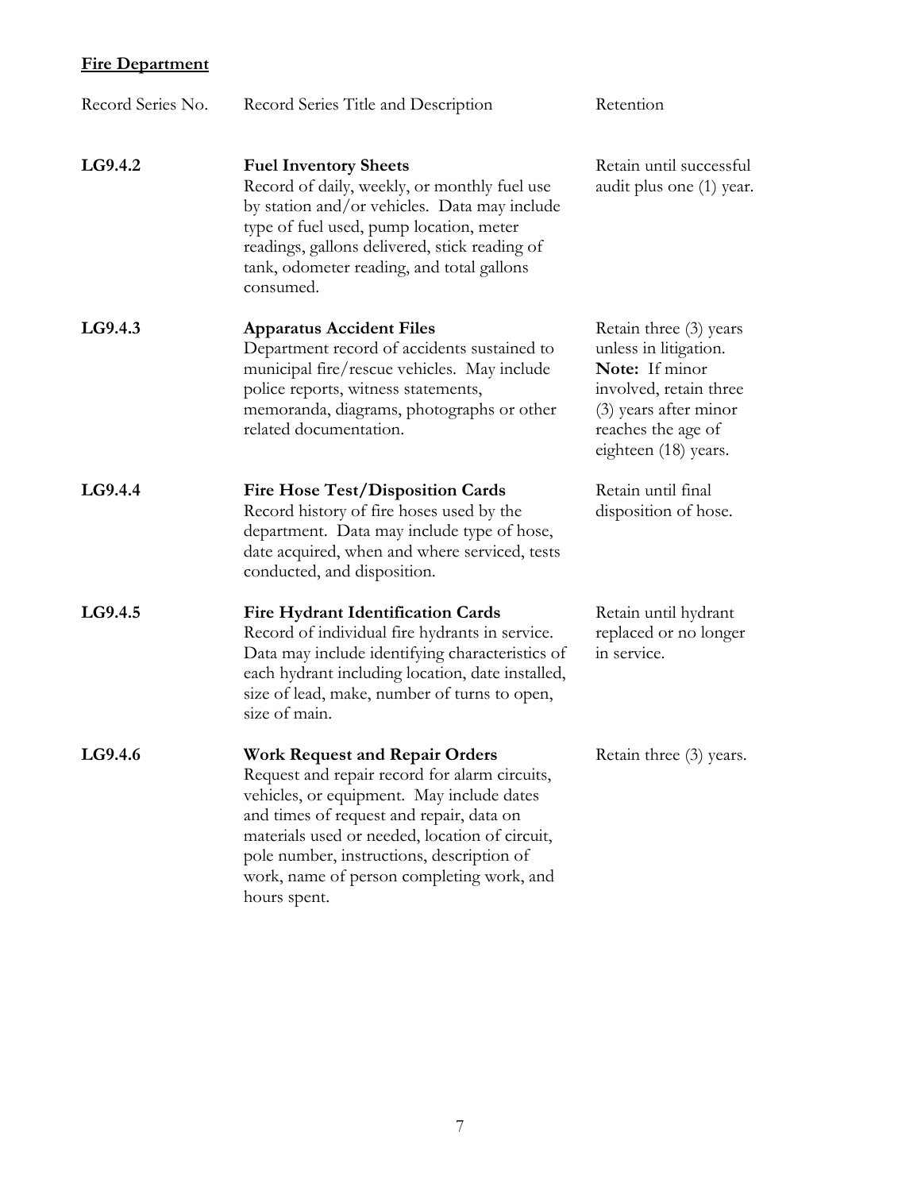**Fire Department**

| Record Series No. | Record Series Title and Description | Retention |
|---|---|---|
| **LG9.4.2** | **Fuel Inventory Sheets**<br>Record of daily, weekly, or monthly fuel use by station and/or vehicles. Data may include type of fuel used, pump location, meter readings, gallons delivered, stick reading of tank, odometer reading, and total gallons consumed. | Retain until successful audit plus one (1) year. |
| **LG9.4.3** | **Apparatus Accident Files**<br>Department record of accidents sustained to municipal fire/rescue vehicles. May include police reports, witness statements, memoranda, diagrams, photographs or other related documentation. | Retain three (3) years unless in litigation. **Note:** If minor involved, retain three (3) years after minor reaches the age of eighteen (18) years. |
| **LG9.4.4** | **Fire Hose Test/Disposition Cards**<br>Record history of fire hoses used by the department. Data may include type of hose, date acquired, when and where serviced, tests conducted, and disposition. | Retain until final disposition of hose. |
| **LG9.4.5** | **Fire Hydrant Identification Cards**<br>Record of individual fire hydrants in service. Data may include identifying characteristics of each hydrant including location, date installed, size of lead, make, number of turns to open, size of main. | Retain until hydrant replaced or no longer in service. |
| **LG9.4.6** | **Work Request and Repair Orders**<br>Request and repair record for alarm circuits, vehicles, or equipment. May include dates and times of request and repair, data on materials used or needed, location of circuit, pole number, instructions, description of work, name of person completing work, and hours spent. | Retain three (3) years. |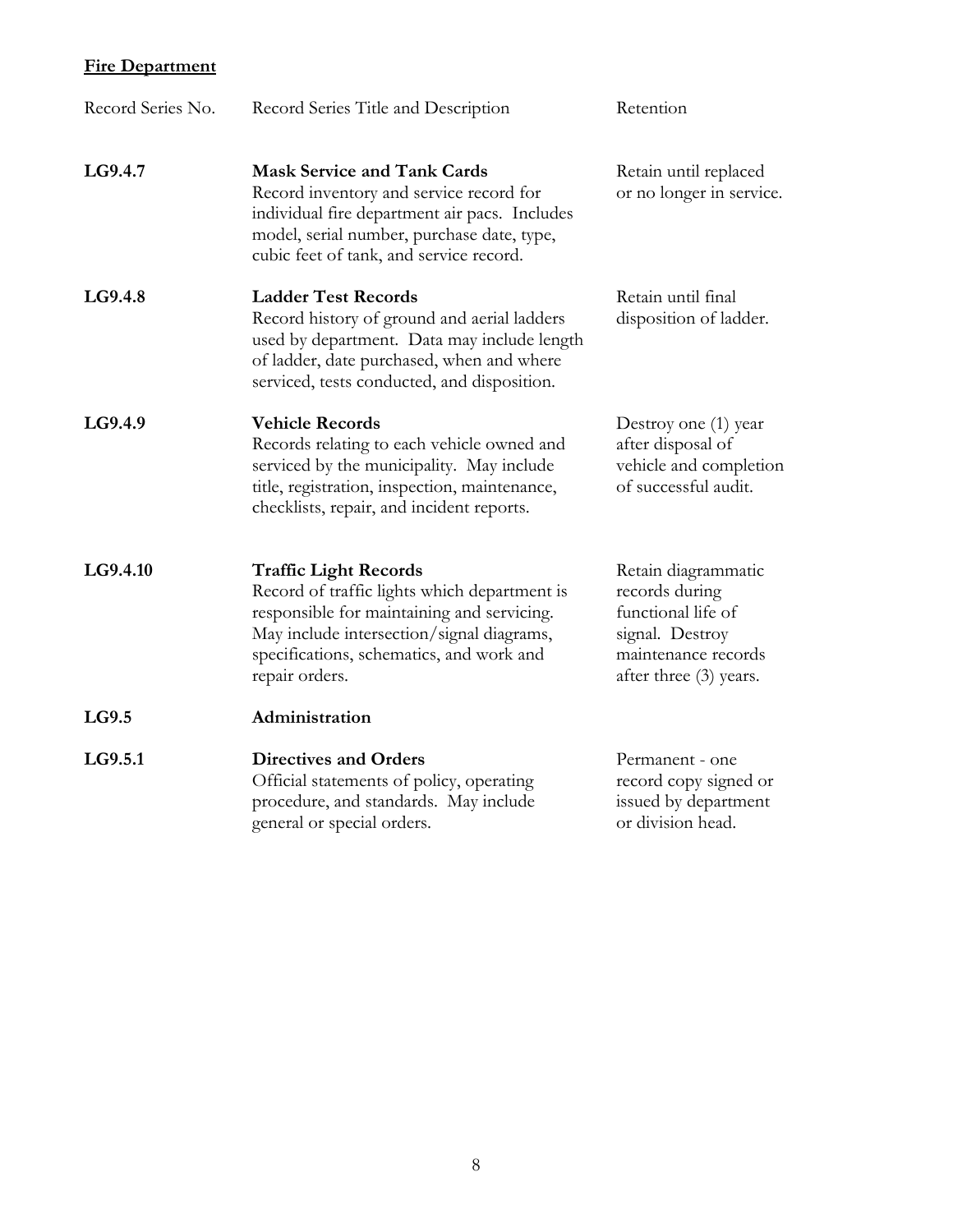**Fire Department**

| Record Series No. | Record Series Title and Description | Retention |
|---|---|---|
| **LG9.4.7** | **Mask Service and Tank Cards** Record inventory and service record for individual fire department air pacs. Includes model, serial number, purchase date, type, cubic feet of tank, and service record. | Retain until replaced or no longer in service. |
| **LG9.4.8** | **Ladder Test Records** Record history of ground and aerial ladders used by department. Data may include length of ladder, date purchased, when and where serviced, tests conducted, and disposition. | Retain until final disposition of ladder. |
| **LG9.4.9** | **Vehicle Records** Records relating to each vehicle owned and serviced by the municipality. May include title, registration, inspection, maintenance, checklists, repair, and incident reports. | Destroy one (1) year after disposal of vehicle and completion of successful audit. |
| **LG9.4.10** | **Traffic Light Records** Record of traffic lights which department is responsible for maintaining and servicing. May include intersection/signal diagrams, specifications, schematics, and work and repair orders. | Retain diagrammatic records during functional life of signal. Destroy maintenance records after three (3) years. |
| **LG9.5** | **Administration** | |
| **LG9.5.1** | **Directives and Orders** Official statements of policy, operating procedure, and standards. May include general or special orders. | Permanent - one record copy signed or issued by department or division head. |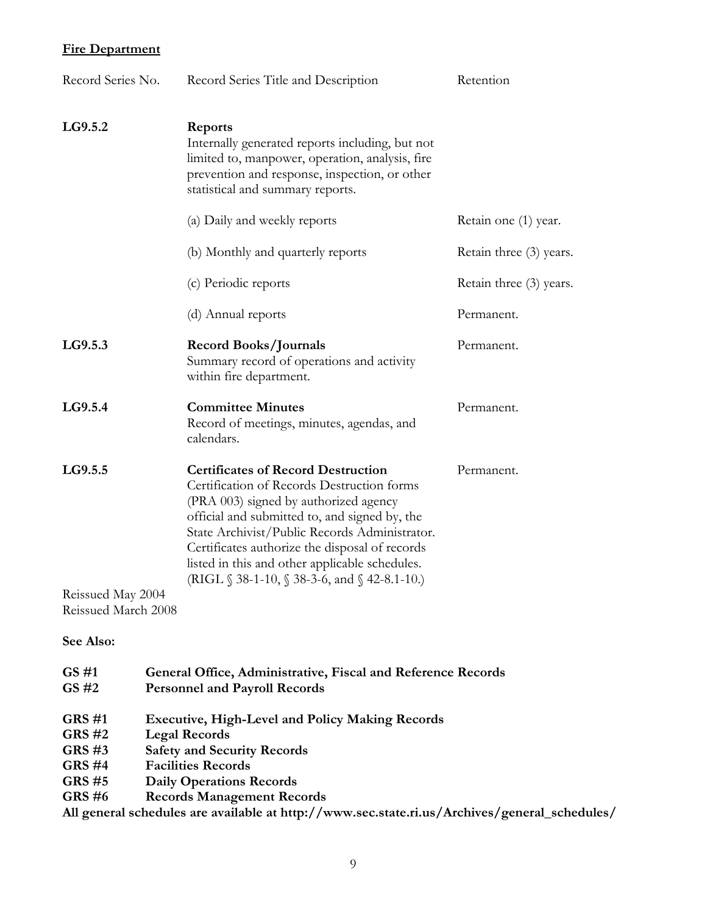**Fire Department**

| Record Series No. | Record Series Title and Description | Retention |
|---|---|---|
| **LG9.5.2** | **Reports**<br>Internally generated reports including, but not limited to, manpower, operation, analysis, fire prevention and response, inspection, or other statistical and summary reports. | |
| | (a) Daily and weekly reports | Retain one (1) year. |
| | (b) Monthly and quarterly reports | Retain three (3) years. |
| | (c) Periodic reports | Retain three (3) years. |
| | (d) Annual reports | Permanent. |
| **LG9.5.3** | **Record Books/Journals**<br>Summary record of operations and activity within fire department. | Permanent. |
| **LG9.5.4** | **Committee Minutes**<br>Record of meetings, minutes, agendas, and calendars. | Permanent. |
| **LG9.5.5** | **Certificates of Record Destruction**<br>Certification of Records Destruction forms (PRA 003) signed by authorized agency official and submitted to, and signed by, the State Archivist/Public Records Administrator. Certificates authorize the disposal of records listed in this and other applicable schedules. (RIGL § 38-1-10, § 38-3-6, and § 42-8.1-10.) | Permanent. |

Reissued May 2004
Reissued March 2008

**See Also:**

**GS #1** **General Office, Administrative, Fiscal and Reference Records**
**GS #2** **Personnel and Payroll Records**

**GRS #1** **Executive, High-Level and Policy Making Records**
**GRS #2** **Legal Records**
**GRS #3** **Safety and Security Records**
**GRS #4** **Facilities Records**
**GRS #5** **Daily Operations Records**
**GRS #6** **Records Management Records**

**All general schedules are available at http://www.sec.state.ri.us/Archives/general_schedules/**